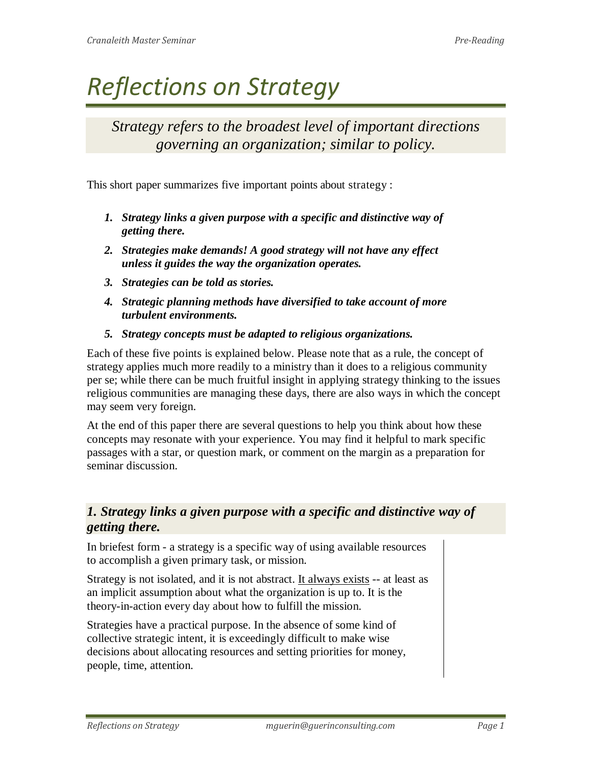# *Reflections on Strategy*

*Strategy refers to the broadest level of important directions governing an organization; similar to policy.*

This short paper summarizes five important points about strategy :

1. ***Strategy links a given purpose with a specific and distinctive way of getting there.***
2. ***Strategies make demands! A good strategy will not have any effect unless it guides the way the organization operates.***
3. ***Strategies can be told as stories.***
4. ***Strategic planning methods have diversified to take account of more turbulent environments.***
5. ***Strategy concepts must be adapted to religious organizations.***

Each of these five points is explained below. Please note that as a rule, the concept of strategy applies much more readily to a ministry than it does to a religious community per se; while there can be much fruitful insight in applying strategy thinking to the issues religious communities are managing these days, there are also ways in which the concept may seem very foreign.

At the end of this paper there are several questions to help you think about how these concepts may resonate with your experience. You may find it helpful to mark specific passages with a star, or question mark, or comment on the margin as a preparation for seminar discussion.

## *1. Strategy links a given purpose with a specific and distinctive way of getting there.*

In briefest form - a strategy is a specific way of using available resources to accomplish a given primary task, or mission.

Strategy is not isolated, and it is not abstract. <u>It always exists</u> -- at least as an implicit assumption about what the organization is up to. It is the theory-in-action every day about how to fulfill the mission.

Strategies have a practical purpose. In the absence of some kind of collective strategic intent, it is exceedingly difficult to make wise decisions about allocating resources and setting priorities for money, people, time, attention.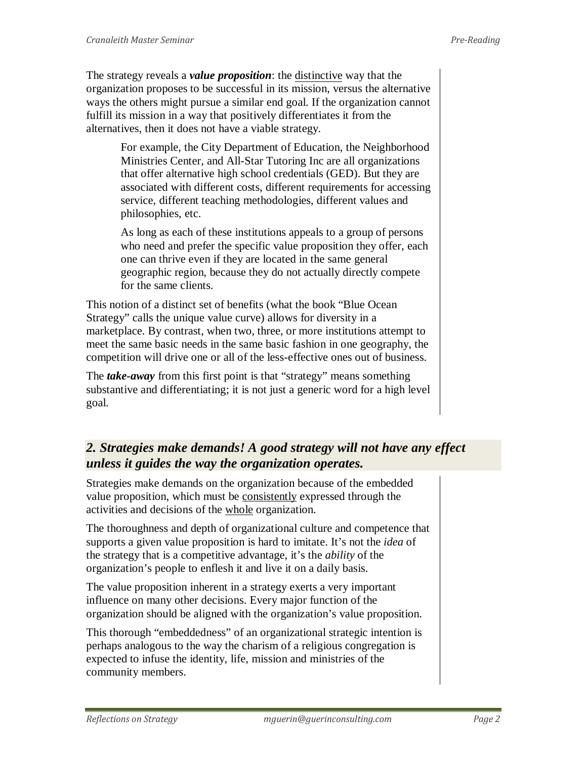The strategy reveals a ***value proposition***: the <u>distinctive</u> way that the organization proposes to be successful in its mission, versus the alternative ways the others might pursue a similar end goal. If the organization cannot fulfill its mission in a way that positively differentiates it from the alternatives, then it does not have a viable strategy.

> For example, the City Department of Education, the Neighborhood Ministries Center, and All-Star Tutoring Inc are all organizations that offer alternative high school credentials (GED). But they are associated with different costs, different requirements for accessing service, different teaching methodologies, different values and philosophies, etc.
>
> As long as each of these institutions appeals to a group of persons who need and prefer the specific value proposition they offer, each one can thrive even if they are located in the same general geographic region, because they do not actually directly compete for the same clients.

This notion of a distinct set of benefits (what the book "Blue Ocean Strategy" calls the unique value curve) allows for diversity in a marketplace. By contrast, when two, three, or more institutions attempt to meet the same basic needs in the same basic fashion in one geography, the competition will drive one or all of the less-effective ones out of business.

The ***take-away*** from this first point is that "strategy" means something substantive and differentiating; it is not just a generic word for a high level goal.

## *2. Strategies make demands! A good strategy will not have any effect unless it guides the way the organization operates.*

Strategies make demands on the organization because of the embedded value proposition, which must be <u>consistently</u> expressed through the activities and decisions of the <u>whole</u> organization.

The thoroughness and depth of organizational culture and competence that supports a given value proposition is hard to imitate. It's not the *idea* of the strategy that is a competitive advantage, it's the *ability* of the organization's people to enflesh it and live it on a daily basis.

The value proposition inherent in a strategy exerts a very important influence on many other decisions. Every major function of the organization should be aligned with the organization's value proposition.

This thorough "embeddedness" of an organizational strategic intention is perhaps analogous to the way the charism of a religious congregation is expected to infuse the identity, life, mission and ministries of the community members.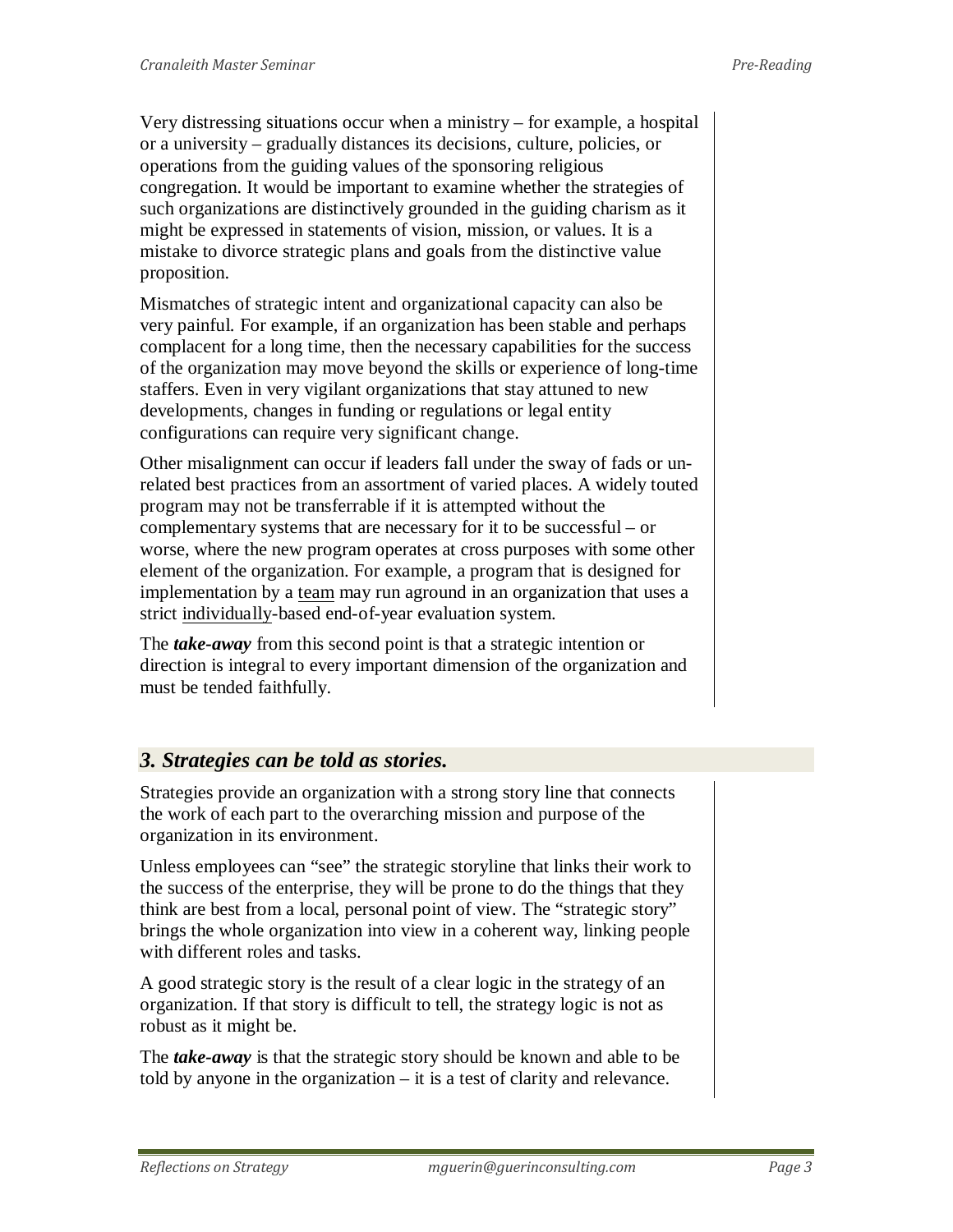Very distressing situations occur when a ministry – for example, a hospital or a university – gradually distances its decisions, culture, policies, or operations from the guiding values of the sponsoring religious congregation. It would be important to examine whether the strategies of such organizations are distinctively grounded in the guiding charism as it might be expressed in statements of vision, mission, or values. It is a mistake to divorce strategic plans and goals from the distinctive value proposition.

Mismatches of strategic intent and organizational capacity can also be very painful. For example, if an organization has been stable and perhaps complacent for a long time, then the necessary capabilities for the success of the organization may move beyond the skills or experience of long-time staffers. Even in very vigilant organizations that stay attuned to new developments, changes in funding or regulations or legal entity configurations can require very significant change.

Other misalignment can occur if leaders fall under the sway of fads or un-related best practices from an assortment of varied places. A widely touted program may not be transferrable if it is attempted without the complementary systems that are necessary for it to be successful – or worse, where the new program operates at cross purposes with some other element of the organization. For example, a program that is designed for implementation by a <u>team</u> may run aground in an organization that uses a strict <u>individually</u>-based end-of-year evaluation system.

The ***take-away*** from this second point is that a strategic intention or direction is integral to every important dimension of the organization and must be tended faithfully.

## *3. Strategies can be told as stories.*

Strategies provide an organization with a strong story line that connects the work of each part to the overarching mission and purpose of the organization in its environment.

Unless employees can "see" the strategic storyline that links their work to the success of the enterprise, they will be prone to do the things that they think are best from a local, personal point of view. The "strategic story" brings the whole organization into view in a coherent way, linking people with different roles and tasks.

A good strategic story is the result of a clear logic in the strategy of an organization. If that story is difficult to tell, the strategy logic is not as robust as it might be.

The ***take-away*** is that the strategic story should be known and able to be told by anyone in the organization – it is a test of clarity and relevance.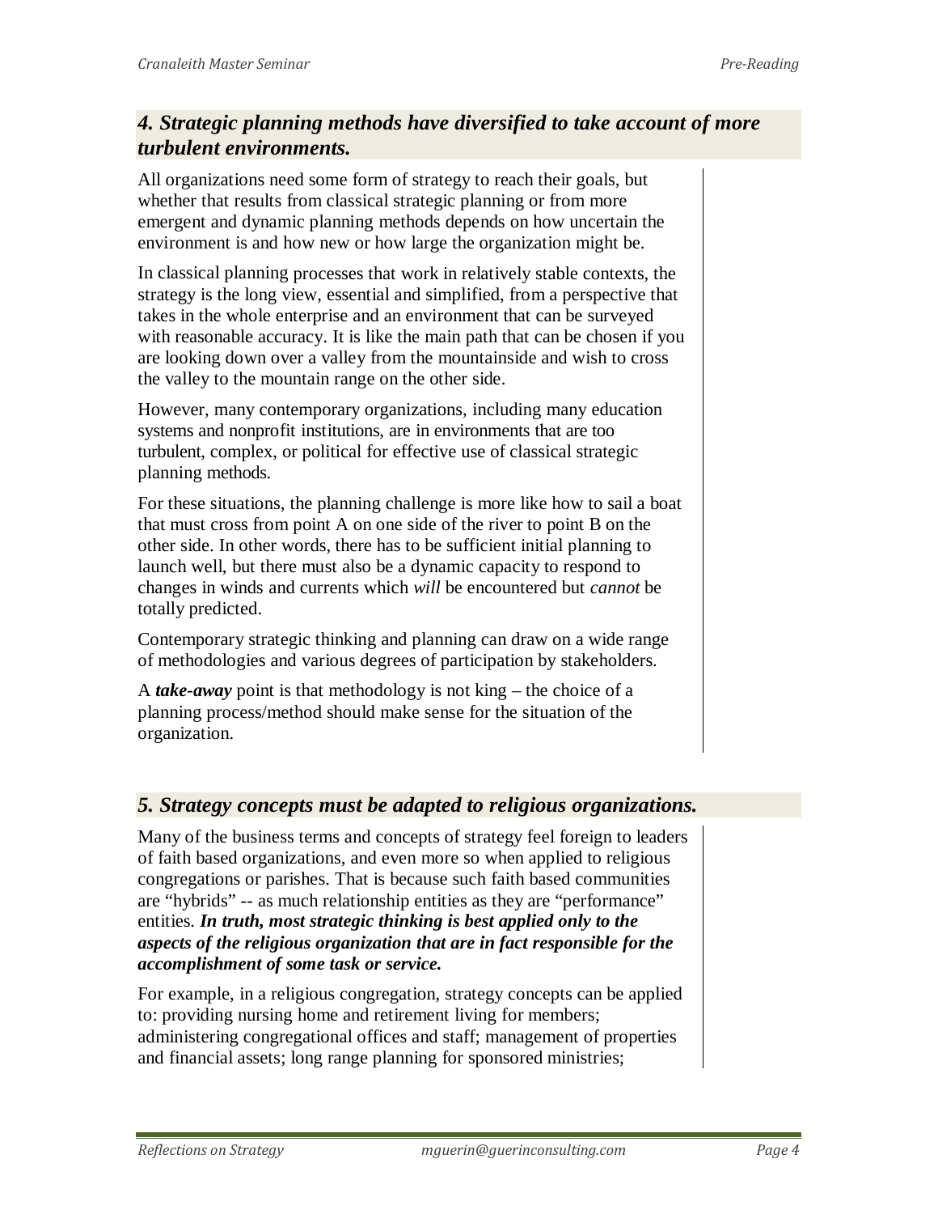### *4. Strategic planning methods have diversified to take account of more turbulent environments.*

All organizations need some form of strategy to reach their goals, but whether that results from classical strategic planning or from more emergent and dynamic planning methods depends on how uncertain the environment is and how new or how large the organization might be.

In classical planning processes that work in relatively stable contexts, the strategy is the long view, essential and simplified, from a perspective that takes in the whole enterprise and an environment that can be surveyed with reasonable accuracy. It is like the main path that can be chosen if you are looking down over a valley from the mountainside and wish to cross the valley to the mountain range on the other side.

However, many contemporary organizations, including many education systems and nonprofit institutions, are in environments that are too turbulent, complex, or political for effective use of classical strategic planning methods.

For these situations, the planning challenge is more like how to sail a boat that must cross from point A on one side of the river to point B on the other side. In other words, there has to be sufficient initial planning to launch well, but there must also be a dynamic capacity to respond to changes in winds and currents which *will* be encountered but *cannot* be totally predicted.

Contemporary strategic thinking and planning can draw on a wide range of methodologies and various degrees of participation by stakeholders.

A ***take-away*** point is that methodology is not king – the choice of a planning process/method should make sense for the situation of the organization.

### *5. Strategy concepts must be adapted to religious organizations.*

Many of the business terms and concepts of strategy feel foreign to leaders of faith based organizations, and even more so when applied to religious congregations or parishes. That is because such faith based communities are "hybrids" -- as much relationship entities as they are "performance" entities. ***In truth, most strategic thinking is best applied only to the aspects of the religious organization that are in fact responsible for the accomplishment of some task or service.***

For example, in a religious congregation, strategy concepts can be applied to: providing nursing home and retirement living for members; administering congregational offices and staff; management of properties and financial assets; long range planning for sponsored ministries;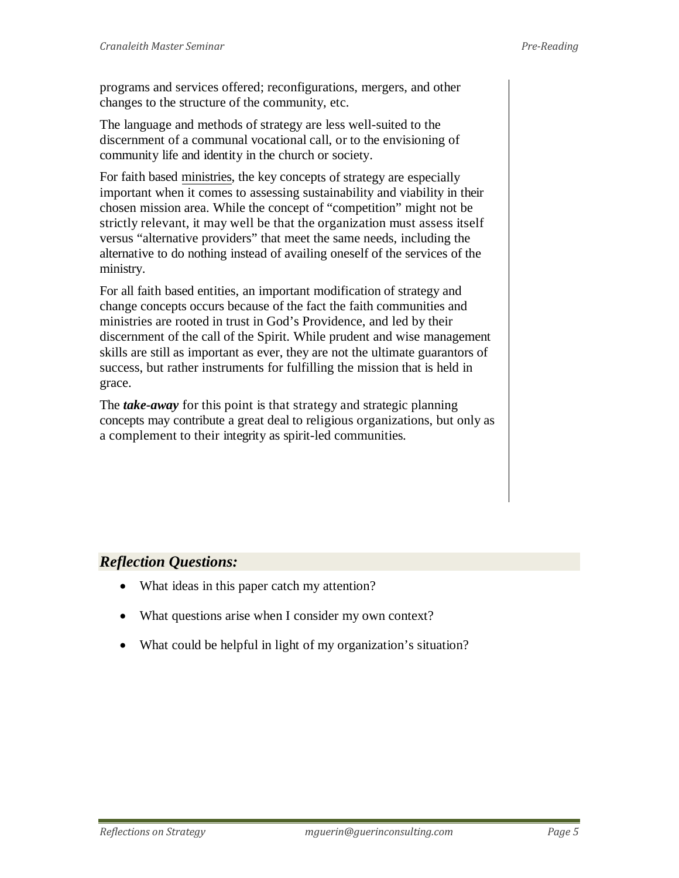programs and services offered; reconfigurations, mergers, and other changes to the structure of the community, etc.

The language and methods of strategy are less well-suited to the discernment of a communal vocational call, or to the envisioning of community life and identity in the church or society.

For faith based ministries, the key concepts of strategy are especially important when it comes to assessing sustainability and viability in their chosen mission area. While the concept of "competition" might not be strictly relevant, it may well be that the organization must assess itself versus "alternative providers" that meet the same needs, including the alternative to do nothing instead of availing oneself of the services of the ministry.

For all faith based entities, an important modification of strategy and change concepts occurs because of the fact the faith communities and ministries are rooted in trust in God's Providence, and led by their discernment of the call of the Spirit. While prudent and wise management skills are still as important as ever, they are not the ultimate guarantors of success, but rather instruments for fulfilling the mission that is held in grace.

The ***take-away*** for this point is that strategy and strategic planning concepts may contribute a great deal to religious organizations, but only as a complement to their integrity as spirit-led communities.

### *Reflection Questions:*

- What ideas in this paper catch my attention?
- What questions arise when I consider my own context?
- What could be helpful in light of my organization's situation?